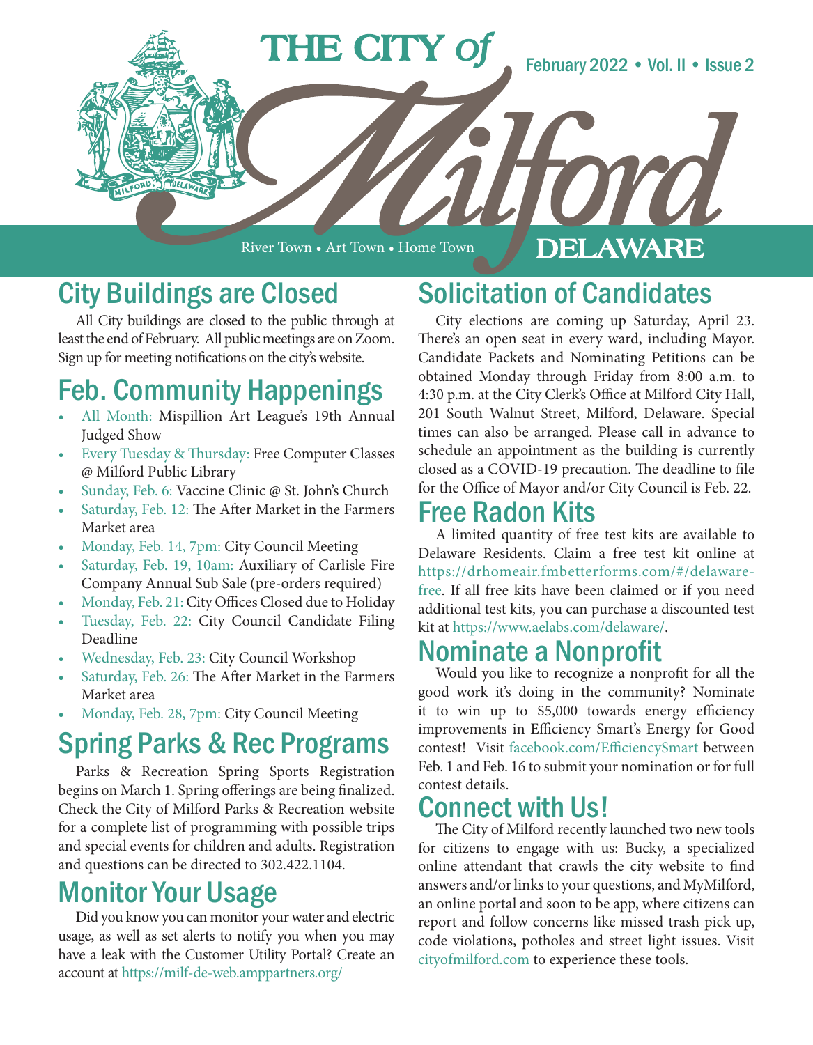# THE CITY of Milford DELAWARE

River Town • Art Town • Home Town

February 2022 • Vol. II • Issue 2

## City Buildings are Closed

All City buildings are closed to the public through at least the end of February. All public meetings are on Zoom. Sign up for meeting notifications on the city's website.

## Feb. Community Happenings

- All Month: Mispillion Art League's 19th Annual Judged Show
- Every Tuesday & Thursday: Free Computer Classes @ Milford Public Library
- Sunday, Feb. 6: Vaccine Clinic @ St. John's Church
- Saturday, Feb. 12: The After Market in the Farmers Market area
- Monday, Feb. 14, 7pm: City Council Meeting
- Saturday, Feb. 19, 10am: Auxiliary of Carlisle Fire Company Annual Sub Sale (pre-orders required)
- Monday, Feb. 21: City Offices Closed due to Holiday
- Tuesday, Feb. 22: City Council Candidate Filing Deadline
- Wednesday, Feb. 23: City Council Workshop
- Saturday, Feb. 26: The After Market in the Farmers Market area
- Monday, Feb. 28, 7pm: City Council Meeting

## Spring Parks & Rec Programs

Parks & Recreation Spring Sports Registration begins on March 1. Spring offerings are being finalized. Check the City of Milford Parks & Recreation website for a complete list of programming with possible trips and special events for children and adults. Registration and questions can be directed to 302.422.1104.

## Monitor Your Usage

Did you know you can monitor your water and electric usage, as well as set alerts to notify you when you may have a leak with the Customer Utility Portal? Create an account at https://milf-de-web.amppartners.org/

## Solicitation of Candidates

City elections are coming up Saturday, April 23. There's an open seat in every ward, including Mayor. Candidate Packets and Nominating Petitions can be obtained Monday through Friday from 8:00 a.m. to 4:30 p.m. at the City Clerk's Office at Milford City Hall, 201 South Walnut Street, Milford, Delaware. Special times can also be arranged. Please call in advance to schedule an appointment as the building is currently closed as a COVID-19 precaution. The deadline to file for the Office of Mayor and/or City Council is Feb. 22.

## Free Radon Kits

A limited quantity of free test kits are available to Delaware Residents. Claim a free test kit online at https://drhomeair.fmbetterforms.com/#/delaware-free. If all free kits have been claimed or if you need additional test kits, you can purchase a discounted test kit at https://www.aelabs.com/delaware/.

## Nominate a Nonprofit

Would you like to recognize a nonprofit for all the good work it's doing in the community? Nominate it to win up to $5,000 towards energy efficiency improvements in Efficiency Smart's Energy for Good contest! Visit facebook.com/EfficiencySmart between Feb. 1 and Feb. 16 to submit your nomination or for full contest details.

## Connect with Us!

The City of Milford recently launched two new tools for citizens to engage with us: Bucky, a specialized online attendant that crawls the city website to find answers and/or links to your questions, and MyMilford, an online portal and soon to be app, where citizens can report and follow concerns like missed trash pick up, code violations, potholes and street light issues. Visit cityofmilford.com to experience these tools.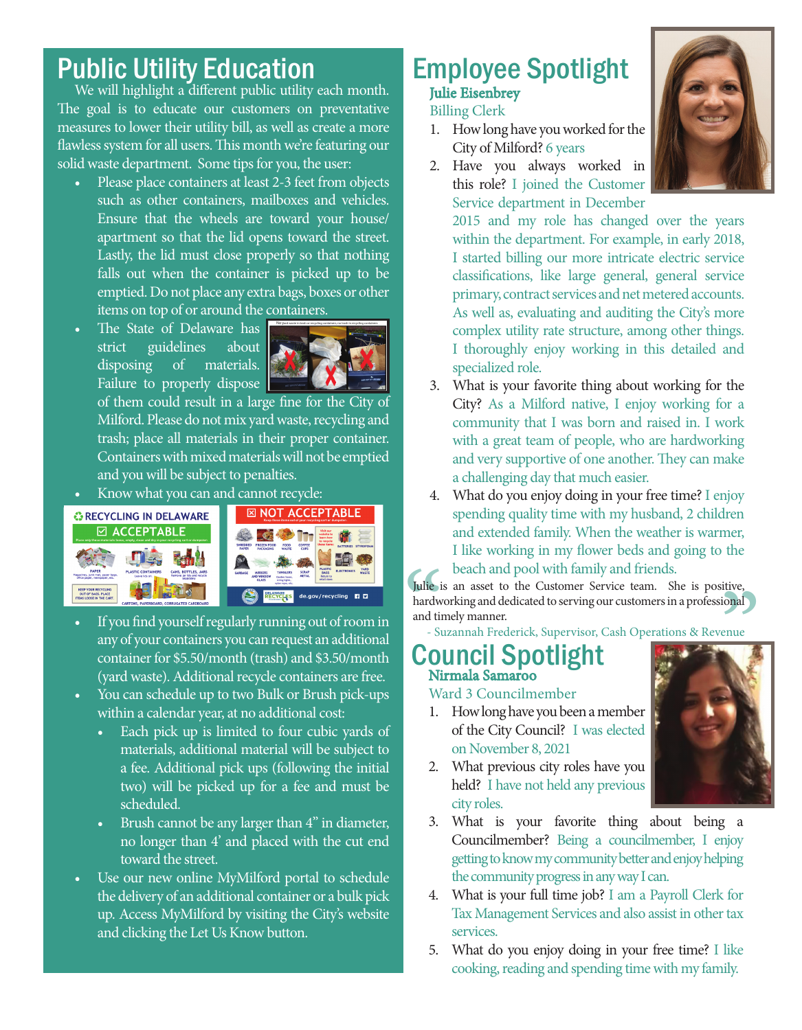# Public Utility Education

We will highlight a different public utility each month. The goal is to educate our customers on preventative measures to lower their utility bill, as well as create a more flawless system for all users. This month we're featuring our solid waste department. Some tips for you, the user:

- Please place containers at least 2-3 feet from objects such as other containers, mailboxes and vehicles. Ensure that the wheels are toward your house/ apartment so that the lid opens toward the street. Lastly, the lid must close properly so that nothing falls out when the container is picked up to be emptied. Do not place any extra bags, boxes or other items on top of or around the containers.
- The State of Delaware has strict guidelines about disposing of materials. Failure to properly dispose of them could result in a large fine for the City of Milford. Please do not mix yard waste, recycling and trash; place all materials in their proper container. Containers with mixed materials will not be emptied and you will be subject to penalties.
- Know what you can and cannot recycle:
- If you find yourself regularly running out of room in any of your containers you can request an additional container for $5.50/month (trash) and $3.50/month (yard waste). Additional recycle containers are free.
- You can schedule up to two Bulk or Brush pick-ups within a calendar year, at no additional cost:
    - Each pick up is limited to four cubic yards of materials, additional material will be subject to a fee. Additional pick ups (following the initial two) will be picked up for a fee and must be scheduled.
    - Brush cannot be any larger than 4" in diameter, no longer than 4' and placed with the cut end toward the street.
- Use our new online MyMilford portal to schedule the delivery of an additional container or a bulk pick up. Access MyMilford by visiting the City's website and clicking the Let Us Know button.

# Employee Spotlight

## Julie Eisenbrey

Billing Clerk

1. How long have you worked for the City of Milford? 6 years
2. Have you always worked in this role? I joined the Customer Service department in December 2015 and my role has changed over the years within the department. For example, in early 2018, I started billing our more intricate electric service classifications, like large general, general service primary, contract services and net metered accounts. As well as, evaluating and auditing the City's more complex utility rate structure, among other things. I thoroughly enjoy working in this detailed and specialized role.
3. What is your favorite thing about working for the City? As a Milford native, I enjoy working for a community that I was born and raised in. I work with a great team of people, who are hardworking and very supportive of one another. They can make a challenging day that much easier.
4. What do you enjoy doing in your free time? I enjoy spending quality time with my husband, 2 children and extended family. When the weather is warmer, I like working in my flower beds and going to the beach and pool with family and friends.

"Julie is an asset to the Customer Service team. She is positive, hardworking and dedicated to serving our customers in a professional and timely manner."

- Suzannah Frederick, Supervisor, Cash Operations & Revenue

# Council Spotlight

## Nirmala Samaroo

Ward 3 Councilmember

1. How long have you been a member of the City Council? I was elected on November 8, 2021
2. What previous city roles have you held? I have not held any previous city roles.
3. What is your favorite thing about being a Councilmember? Being a councilmember, I enjoy getting to know my community better and enjoy helping the community progress in any way I can.
4. What is your full time job? I am a Payroll Clerk for Tax Management Services and also assist in other tax services.
5. What do you enjoy doing in your free time? I like cooking, reading and spending time with my family.